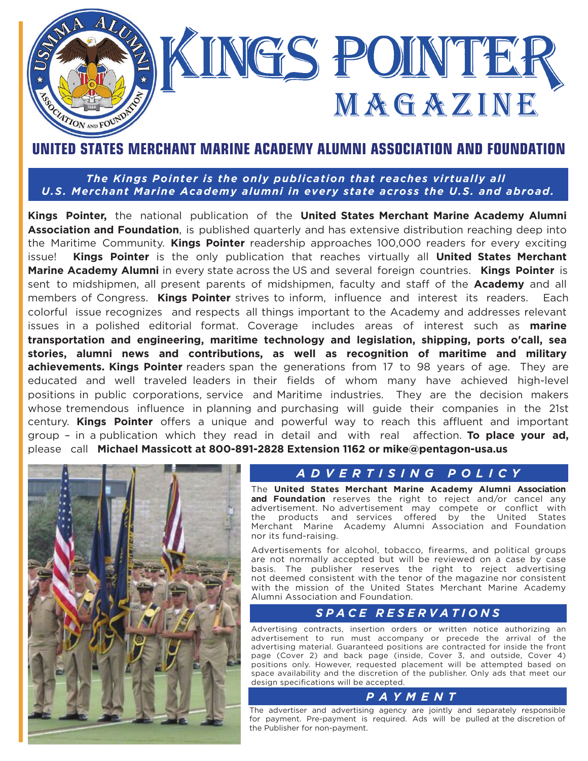# Kings Pointer Magazine

## UNITED STATES MERCHANT MARINE ACADEMY ALUMNI ASSOCIATION AND FOUNDATION

***The Kings Pointer is the only publication that reaches virtually all U.S. Merchant Marine Academy alumni in every state across the U.S. and abroad.***

**Kings Pointer,** the national publication of the **United States Merchant Marine Academy Alumni Association and Foundation**, is published quarterly and has extensive distribution reaching deep into the Maritime Community. **Kings Pointer** readership approaches 100,000 readers for every exciting issue! **Kings Pointer** is the only publication that reaches virtually all **United States Merchant Marine Academy Alumni** in every state across the US and several foreign countries. **Kings Pointer** is sent to midshipmen, all present parents of midshipmen, faculty and staff of the **Academy** and all members of Congress. **Kings Pointer** strives to inform, influence and interest its readers. Each colorful issue recognizes and respects all things important to the Academy and addresses relevant issues in a polished editorial format. Coverage includes areas of interest such as **marine transportation and engineering, maritime technology and legislation, shipping, ports o'call, sea stories, alumni news and contributions, as well as recognition of maritime and military achievements. Kings Pointer** readers span the generations from 17 to 98 years of age. They are educated and well traveled leaders in their fields of whom many have achieved high-level positions in public corporations, service and Maritime industries. They are the decision makers whose tremendous influence in planning and purchasing will guide their companies in the 21st century. **Kings Pointer** offers a unique and powerful way to reach this affluent and important group – in a publication which they read in detail and with real affection. **To place your ad,** please call **Michael Massicott at 800-891-2828 Extension 1162 or mike@pentagon-usa.us**

### ADVERTISING POLICY

The **United States Merchant Marine Academy Alumni Association and Foundation** reserves the right to reject and/or cancel any advertisement. No advertisement may compete or conflict with the products and services offered by the United States Merchant Marine Academy Alumni Association and Foundation nor its fund-raising.

Advertisements for alcohol, tobacco, firearms, and political groups are not normally accepted but will be reviewed on a case by case basis. The publisher reserves the right to reject advertising not deemed consistent with the tenor of the magazine nor consistent with the mission of the United States Merchant Marine Academy Alumni Association and Foundation.

### SPACE RESERVATIONS

Advertising contracts, insertion orders or written notice authorizing an advertisement to run must accompany or precede the arrival of the advertising material. Guaranteed positions are contracted for inside the front page (Cover 2) and back page (inside, Cover 3, and outside, Cover 4) positions only. However, requested placement will be attempted based on space availability and the discretion of the publisher. Only ads that meet our design specifications will be accepted.

### PAYMENT

The advertiser and advertising agency are jointly and separately responsible for payment. Pre-payment is required. Ads will be pulled at the discretion of the Publisher for non-payment.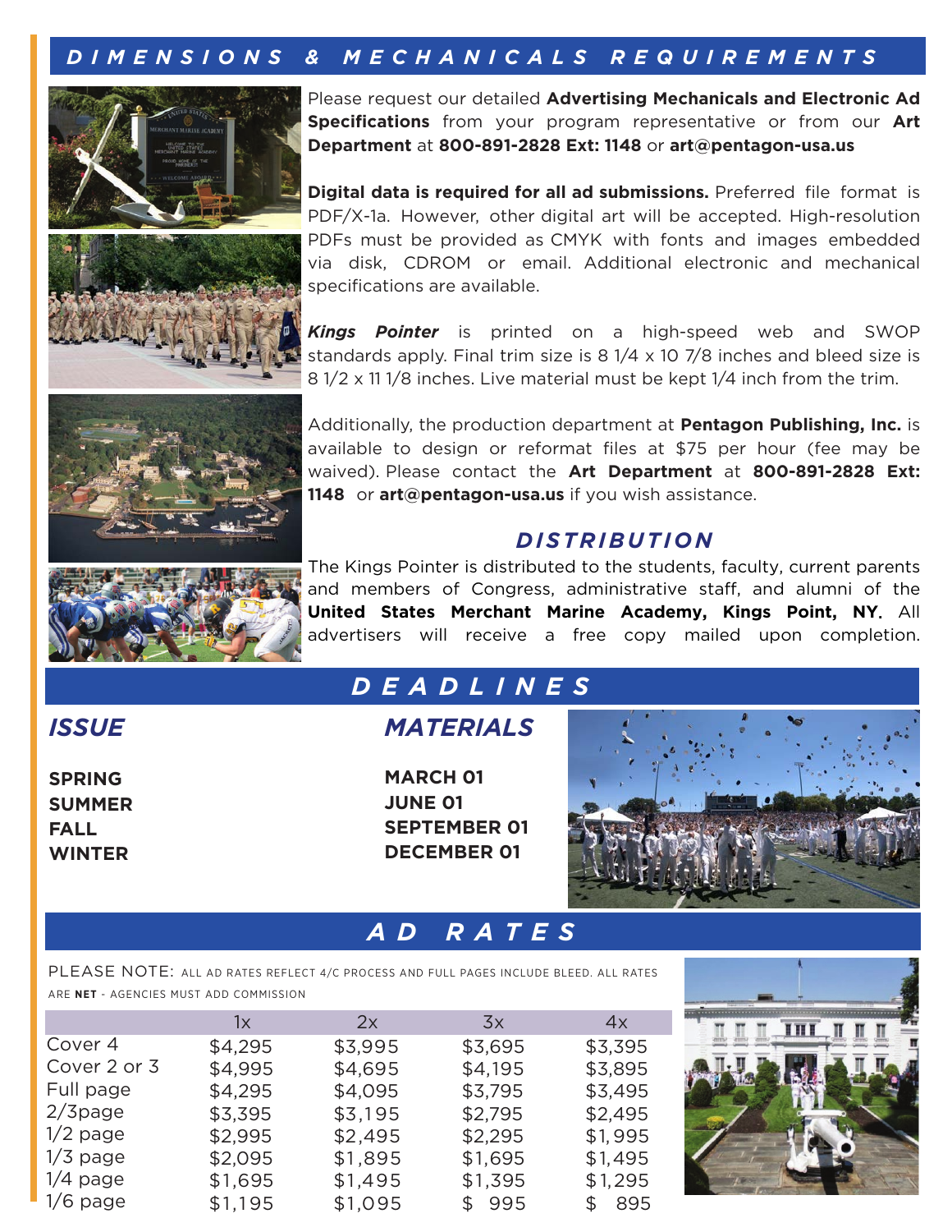## DIMENSIONS & MECHANICALS REQUIREMENTS

Please request our detailed **Advertising Mechanicals and Electronic Ad Specifications** from your program representative or from our **Art Department** at **800-891-2828 Ext: 1148** or **art@pentagon-usa.us**

**Digital data is required for all ad submissions.** Preferred file format is PDF/X-1a. However, other digital art will be accepted. High-resolution PDFs must be provided as CMYK with fonts and images embedded via disk, CDROM or email. Additional electronic and mechanical specifications are available.

***Kings Pointer*** is printed on a high-speed web and SWOP standards apply. Final trim size is 8 1/4 x 10 7/8 inches and bleed size is 8 1/2 x 11 1/8 inches. Live material must be kept 1/4 inch from the trim.

Additionally, the production department at **Pentagon Publishing, Inc.** is available to design or reformat files at $75 per hour (fee may be waived). Please contact the **Art Department** at **800-891-2828 Ext: 1148** or **art@pentagon-usa.us** if you wish assistance.

### DISTRIBUTION

The Kings Pointer is distributed to the students, faculty, current parents and members of Congress, administrative staff, and alumni of the **United States Merchant Marine Academy, Kings Point, NY**. All advertisers will receive a free copy mailed upon completion.

## DEADLINES

| ISSUE | MATERIALS |
|---|---|
| SPRING | MARCH 01 |
| SUMMER | JUNE 01 |
| FALL | SEPTEMBER 01 |
| WINTER | DECEMBER 01 |

## AD RATES

PLEASE NOTE: ALL AD RATES REFLECT 4/C PROCESS AND FULL PAGES INCLUDE BLEED. ALL RATES ARE **NET** - AGENCIES MUST ADD COMMISSION

| | 1x | 2x | 3x | 4x |
|---|---|---|---|---|
| Cover 4 | $4,295 | $3,995 | $3,695 | $3,395 |
| Cover 2 or 3 | $4,995 | $4,695 | $4,195 | $3,895 |
| Full page | $4,295 | $4,095 | $3,795 | $3,495 |
| 2/3page | $3,395 | $3,195 | $2,795 | $2,495 |
| 1/2 page | $2,995 | $2,495 | $2,295 | $1,995 |
| 1/3 page | $2,095 | $1,895 | $1,695 | $1,495 |
| 1/4 page | $1,695 | $1,495 | $1,395 | $1,295 |
| 1/6 page | $1,195 | $1,095 | $ 995 | $ 895 |